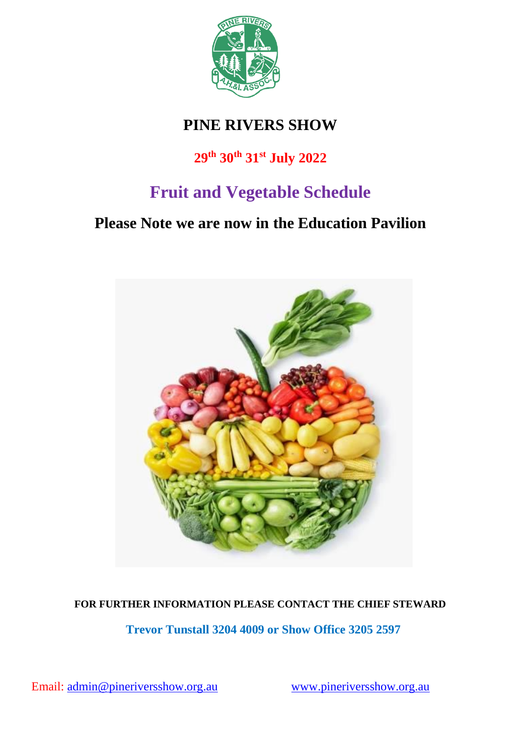# PINE RIVERS SHOW

**29th 30th 31st July 2022**

## Fruit and Vegetable Schedule

## Please Note we are now in the Education Pavilion

**FOR FURTHER INFORMATION PLEASE CONTACT THE CHIEF STEWARD**

**Trevor Tunstall 3204 4009 or Show Office 3205 2597**

Email: admin@pineriversshow.org.au www.pineriversshow.org.au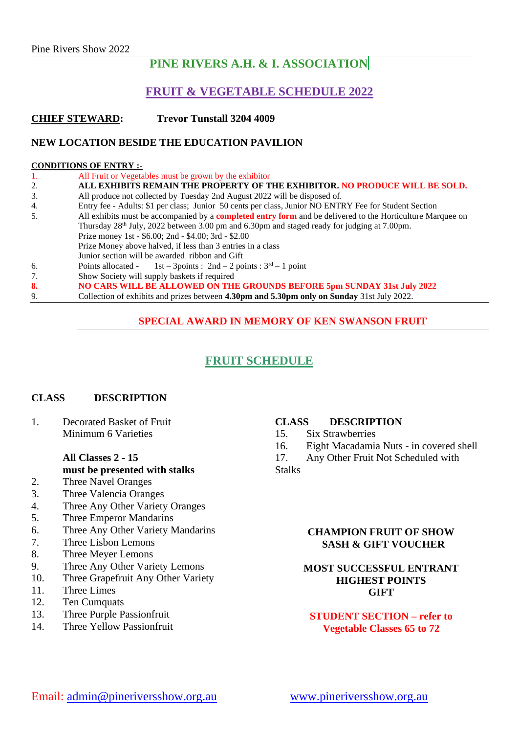# PINE RIVERS A.H. & I. ASSOCIATION

## FRUIT & VEGETABLE SCHEDULE 2022

**CHIEF STEWARD:** **Trevor Tunstall 3204 4009**

**NEW LOCATION BESIDE THE EDUCATION PAVILION**

**CONDITIONS OF ENTRY :-**

1. All Fruit or Vegetables must be grown by the exhibitor
2. **ALL EXHIBITS REMAIN THE PROPERTY OF THE EXHIBITOR. NO PRODUCE WILL BE SOLD.**
3. All produce not collected by Tuesday 2nd August 2022 will be disposed of.
4. Entry fee - Adults: $1 per class; Junior 50 cents per class, Junior NO ENTRY Fee for Student Section
5. All exhibits must be accompanied by a **completed entry form** and be delivered to the Horticulture Marquee on Thursday 28th July, 2022 between 3.00 pm and 6.30pm and staged ready for judging at 7.00pm.
   Prize money 1st - $6.00; 2nd - $4.00; 3rd - $2.00
   Prize Money above halved, if less than 3 entries in a class
   Junior section will be awarded ribbon and Gift
6. Points allocated - 1st – 3points : 2nd – 2 points : 3rd – 1 point
7. Show Society will supply baskets if required
8. **NO CARS WILL BE ALLOWED ON THE GROUNDS BEFORE 5pm SUNDAY 31st July 2022**
9. Collection of exhibits and prizes between **4.30pm and 5.30pm only on Sunday** 31st July 2022.

**SPECIAL AWARD IN MEMORY OF KEN SWANSON FRUIT**

## FRUIT SCHEDULE

| CLASS | DESCRIPTION |
|---|---|
| 1. | Decorated Basket of Fruit Minimum 6 Varieties |
| | **All Classes 2 - 15 must be presented with stalks** |
| 2. | Three Navel Oranges |
| 3. | Three Valencia Oranges |
| 4. | Three Any Other Variety Oranges |
| 5. | Three Emperor Mandarins |
| 6. | Three Any Other Variety Mandarins |
| 7. | Three Lisbon Lemons |
| 8. | Three Meyer Lemons |
| 9. | Three Any Other Variety Lemons |
| 10. | Three Grapefruit Any Other Variety |
| 11. | Three Limes |
| 12. | Ten Cumquats |
| 13. | Three Purple Passionfruit |
| 14. | Three Yellow Passionfruit |
| 15. | Six Strawberries |
| 16. | Eight Macadamia Nuts - in covered shell |
| 17. | Any Other Fruit Not Scheduled with Stalks |

**CHAMPION FRUIT OF SHOW**
**SASH & GIFT VOUCHER**

**MOST SUCCESSFUL ENTRANT**
**HIGHEST POINTS**
**GIFT**

**STUDENT SECTION – refer to Vegetable Classes 65 to 72**

Email: admin@pineriversshow.org.au www.pineriversshow.org.au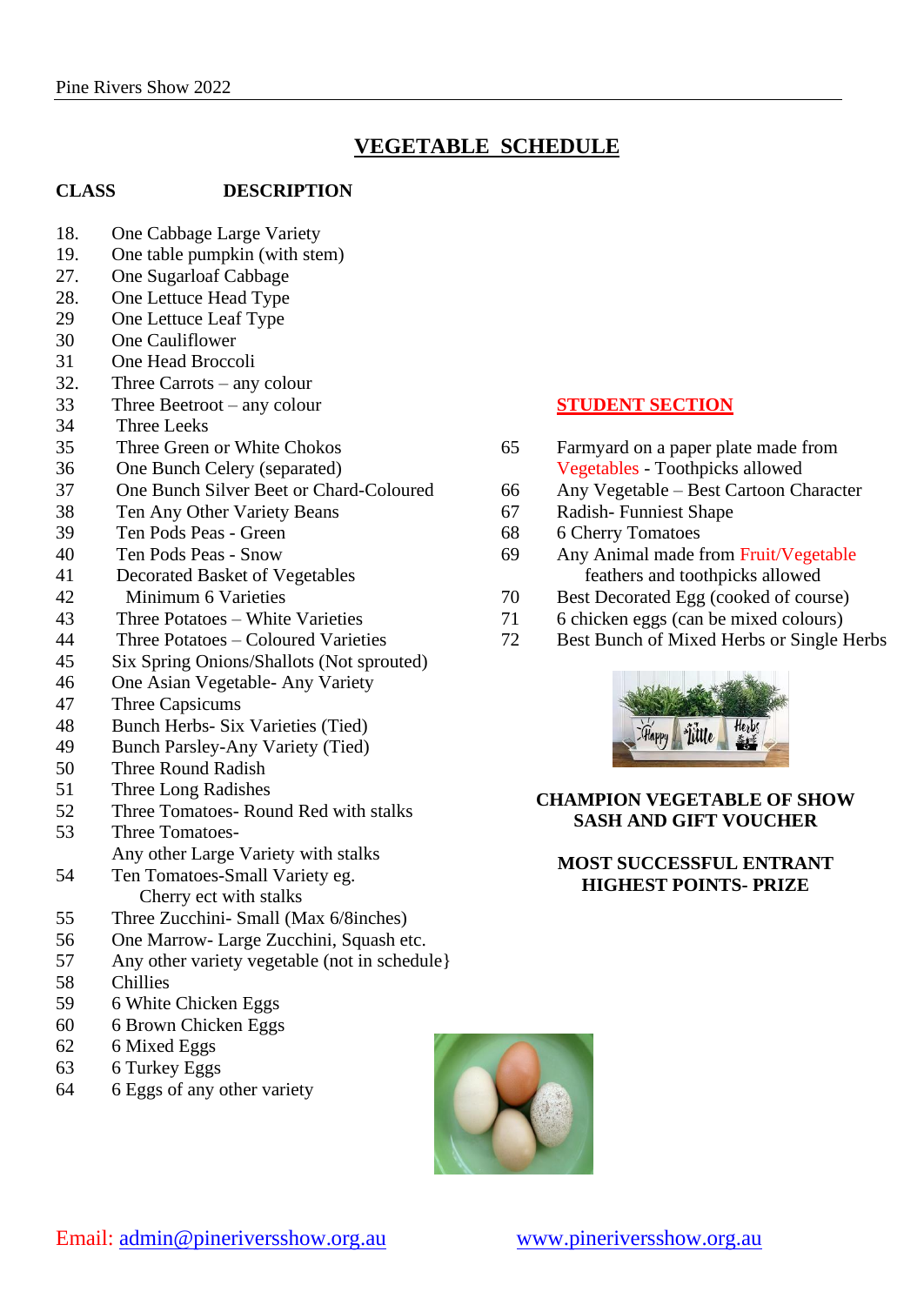# VEGETABLE SCHEDULE

| CLASS | DESCRIPTION |
|---|---|
| 18. | One Cabbage Large Variety |
| 19. | One table pumpkin (with stem) |
| 27. | One Sugarloaf Cabbage |
| 28. | One Lettuce Head Type |
| 29 | One Lettuce Leaf Type |
| 30 | One Cauliflower |
| 31 | One Head Broccoli |
| 32. | Three Carrots – any colour |
| 33 | Three Beetroot – any colour |
| 34 | Three Leeks |
| 35 | Three Green or White Chokos |
| 36 | One Bunch Celery (separated) |
| 37 | One Bunch Silver Beet or Chard-Coloured |
| 38 | Ten Any Other Variety Beans |
| 39 | Ten Pods Peas - Green |
| 40 | Ten Pods Peas - Snow |
| 41 | Decorated Basket of Vegetables |
| 42 | Minimum 6 Varieties |
| 43 | Three Potatoes – White Varieties |
| 44 | Three Potatoes – Coloured Varieties |
| 45 | Six Spring Onions/Shallots (Not sprouted) |
| 46 | One Asian Vegetable- Any Variety |
| 47 | Three Capsicums |
| 48 | Bunch Herbs- Six Varieties (Tied) |
| 49 | Bunch Parsley-Any Variety (Tied) |
| 50 | Three Round Radish |
| 51 | Three Long Radishes |
| 52 | Three Tomatoes- Round Red with stalks |
| 53 | Three Tomatoes- Any other Large Variety with stalks |
| 54 | Ten Tomatoes-Small Variety eg. Cherry ect with stalks |
| 55 | Three Zucchini- Small (Max 6/8inches) |
| 56 | One Marrow- Large Zucchini, Squash etc. |
| 57 | Any other variety vegetable (not in schedule} |
| 58 | Chillies |
| 59 | 6 White Chicken Eggs |
| 60 | 6 Brown Chicken Eggs |
| 62 | 6 Mixed Eggs |
| 63 | 6 Turkey Eggs |
| 64 | 6 Eggs of any other variety |

## STUDENT SECTION

| CLASS | DESCRIPTION |
|---|---|
| 65 | Farmyard on a paper plate made from Vegetables - Toothpicks allowed |
| 66 | Any Vegetable – Best Cartoon Character |
| 67 | Radish- Funniest Shape |
| 68 | 6 Cherry Tomatoes |
| 69 | Any Animal made from Fruit/Vegetable feathers and toothpicks allowed |
| 70 | Best Decorated Egg (cooked of course) |
| 71 | 6 chicken eggs (can be mixed colours) |
| 72 | Best Bunch of Mixed Herbs or Single Herbs |

**CHAMPION VEGETABLE OF SHOW**
**SASH AND GIFT VOUCHER**

**MOST SUCCESSFUL ENTRANT**
**HIGHEST POINTS- PRIZE**

Email: admin@pineriversshow.org.au www.pineriversshow.org.au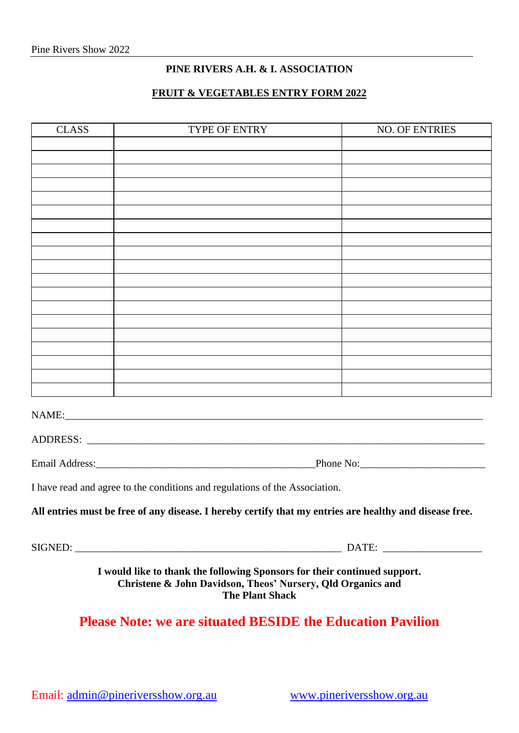**PINE RIVERS A.H. & I. ASSOCIATION**

**FRUIT & VEGETABLES ENTRY FORM 2022**

| CLASS | TYPE OF ENTRY | NO. OF ENTRIES |
|---|---|---|
| | | |
| | | |
| | | |
| | | |
| | | |
| | | |
| | | |
| | | |
| | | |
| | | |
| | | |
| | | |
| | | |
| | | |
| | | |
| | | |
| | | |
| | | |
| | | |

NAME:_______________________________________________________________________________

ADDRESS: ____________________________________________________________________________

Email Address:___________________________________________Phone No:_______________________

I have read and agree to the conditions and regulations of the Association.

**All entries must be free of any disease. I hereby certify that my entries are healthy and disease free.**

SIGNED: ___________________________________________________ DATE: __________________

**I would like to thank the following Sponsors for their continued support.**
**Christene & John Davidson, Theos' Nursery, Qld Organics and**
**The Plant Shack**

**Please Note: we are situated BESIDE the Education Pavilion**

Email: admin@pineriversshow.org.au www.pineriversshow.org.au